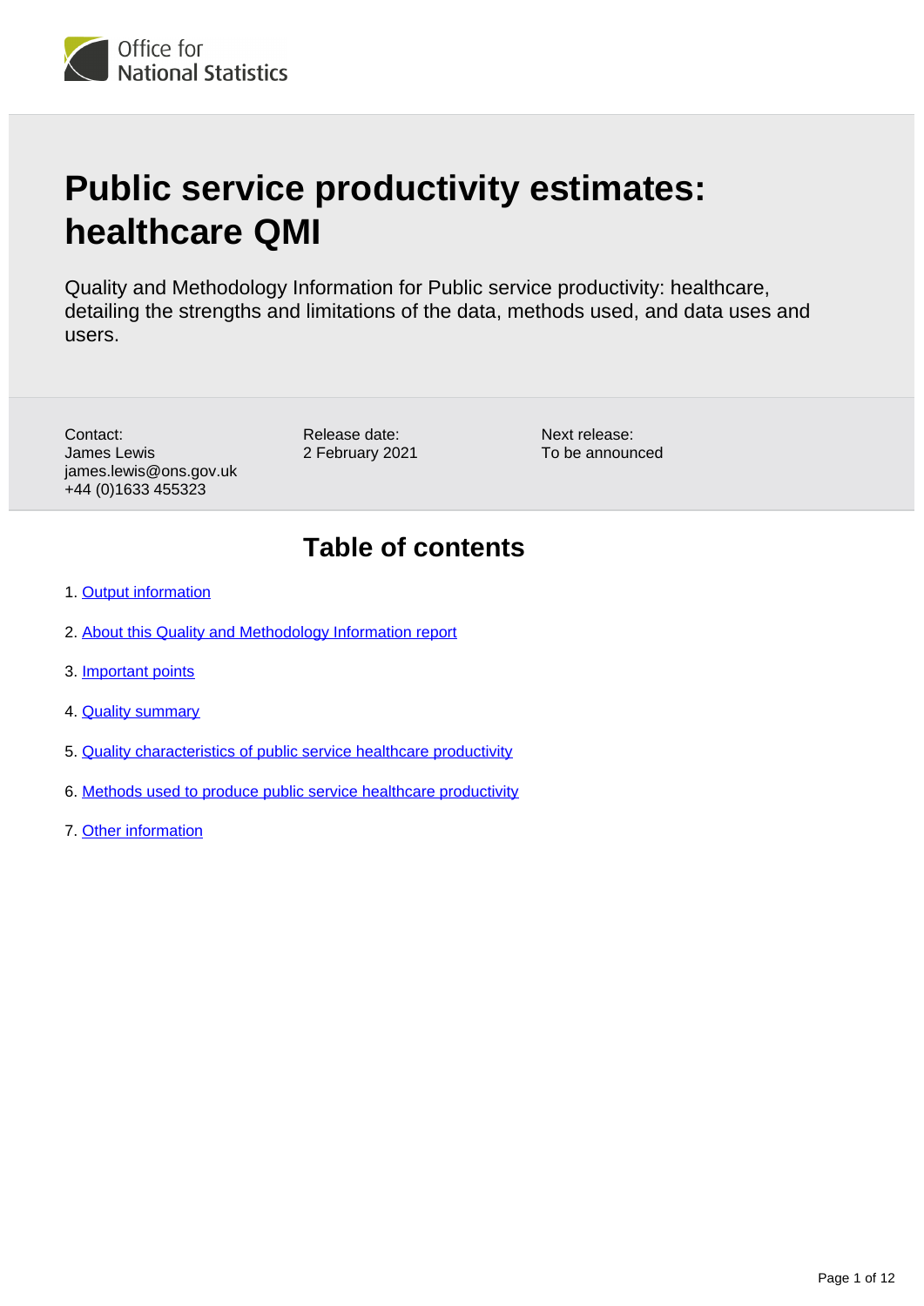# Public service productivity estimates: healthcare QMI

Quality and Methodology Information for Public service productivity: healthcare, detailing the strengths and limitations of the data, methods used, and data uses and users.

Contact:
James Lewis
james.lewis@ons.gov.uk
+44 (0)1633 455323

Release date:
2 February 2021

Next release:
To be announced

## Table of contents

1. Output information
2. About this Quality and Methodology Information report
3. Important points
4. Quality summary
5. Quality characteristics of public service healthcare productivity
6. Methods used to produce public service healthcare productivity
7. Other information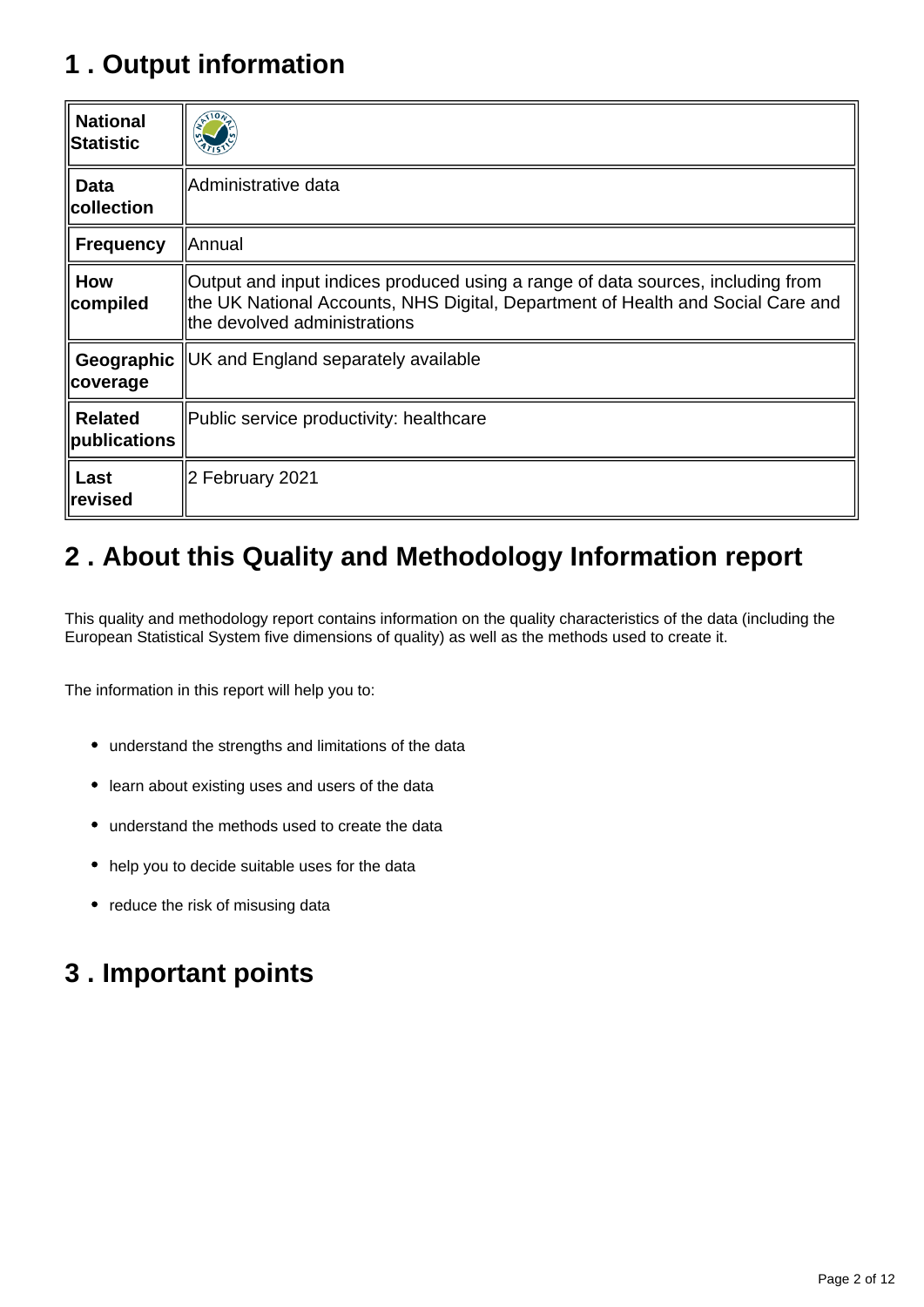## 1 . Output information

| National Statistic | |
|---|---|
| Data collection | Administrative data |
| Frequency | Annual |
| How compiled | Output and input indices produced using a range of data sources, including from the UK National Accounts, NHS Digital, Department of Health and Social Care and the devolved administrations |
| Geographic coverage | UK and England separately available |
| Related publications | Public service productivity: healthcare |
| Last revised | 2 February 2021 |

## 2 . About this Quality and Methodology Information report

This quality and methodology report contains information on the quality characteristics of the data (including the European Statistical System five dimensions of quality) as well as the methods used to create it.

The information in this report will help you to:

- understand the strengths and limitations of the data
- learn about existing uses and users of the data
- understand the methods used to create the data
- help you to decide suitable uses for the data
- reduce the risk of misusing data

## 3 . Important points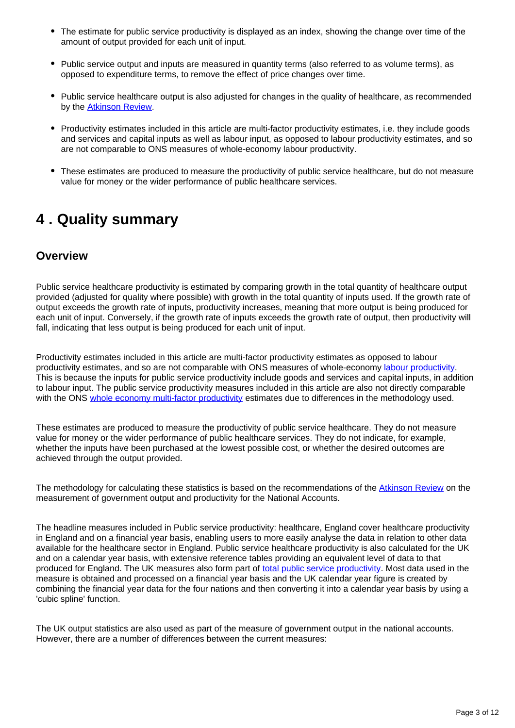- The estimate for public service productivity is displayed as an index, showing the change over time of the amount of output provided for each unit of input.

- Public service output and inputs are measured in quantity terms (also referred to as volume terms), as opposed to expenditure terms, to remove the effect of price changes over time.

- Public service healthcare output is also adjusted for changes in the quality of healthcare, as recommended by the Atkinson Review.

- Productivity estimates included in this article are multi-factor productivity estimates, i.e. they include goods and services and capital inputs as well as labour input, as opposed to labour productivity estimates, and so are not comparable to ONS measures of whole-economy labour productivity.

- These estimates are produced to measure the productivity of public service healthcare, but do not measure value for money or the wider performance of public healthcare services.

# 4 . Quality summary

## Overview

Public service healthcare productivity is estimated by comparing growth in the total quantity of healthcare output provided (adjusted for quality where possible) with growth in the total quantity of inputs used. If the growth rate of output exceeds the growth rate of inputs, productivity increases, meaning that more output is being produced for each unit of input. Conversely, if the growth rate of inputs exceeds the growth rate of output, then productivity will fall, indicating that less output is being produced for each unit of input.

Productivity estimates included in this article are multi-factor productivity estimates as opposed to labour productivity estimates, and so are not comparable with ONS measures of whole-economy labour productivity. This is because the inputs for public service productivity include goods and services and capital inputs, in addition to labour input. The public service productivity measures included in this article are also not directly comparable with the ONS whole economy multi-factor productivity estimates due to differences in the methodology used.

These estimates are produced to measure the productivity of public service healthcare. They do not measure value for money or the wider performance of public healthcare services. They do not indicate, for example, whether the inputs have been purchased at the lowest possible cost, or whether the desired outcomes are achieved through the output provided.

The methodology for calculating these statistics is based on the recommendations of the Atkinson Review on the measurement of government output and productivity for the National Accounts.

The headline measures included in Public service productivity: healthcare, England cover healthcare productivity in England and on a financial year basis, enabling users to more easily analyse the data in relation to other data available for the healthcare sector in England. Public service healthcare productivity is also calculated for the UK and on a calendar year basis, with extensive reference tables providing an equivalent level of data to that produced for England. The UK measures also form part of total public service productivity. Most data used in the measure is obtained and processed on a financial year basis and the UK calendar year figure is created by combining the financial year data for the four nations and then converting it into a calendar year basis by using a 'cubic spline' function.

The UK output statistics are also used as part of the measure of government output in the national accounts. However, there are a number of differences between the current measures: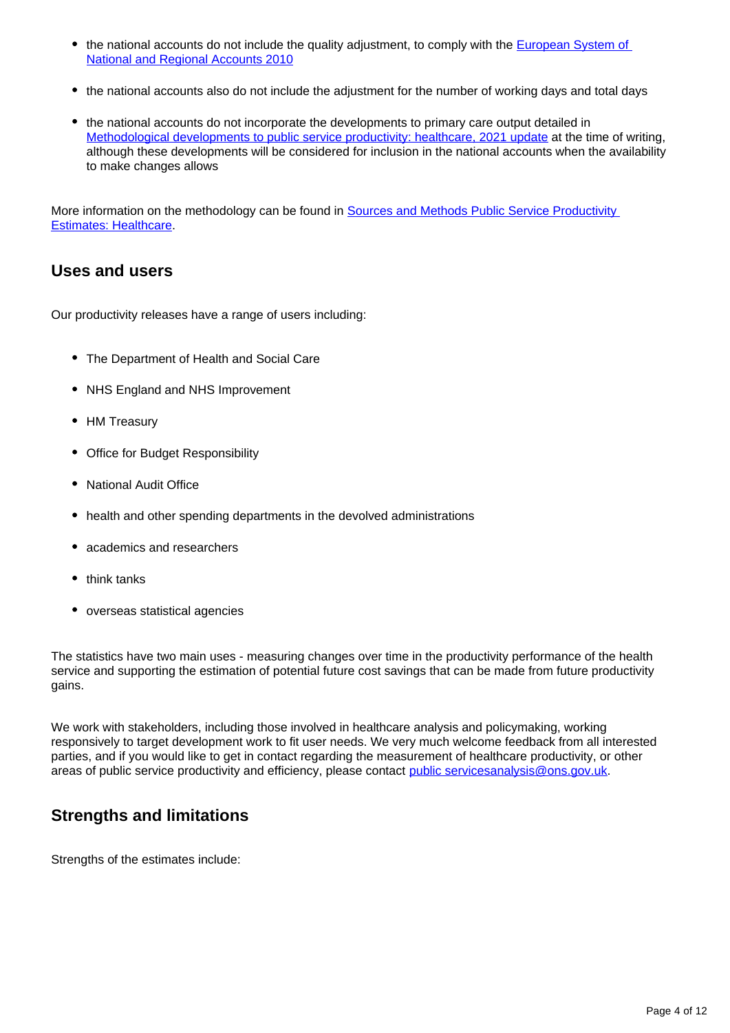- the national accounts do not include the quality adjustment, to comply with the [European System of National and Regional Accounts 2010](#)
- the national accounts also do not include the adjustment for the number of working days and total days
- the national accounts do not incorporate the developments to primary care output detailed in [Methodological developments to public service productivity: healthcare, 2021 update](#) at the time of writing, although these developments will be considered for inclusion in the national accounts when the availability to make changes allows

More information on the methodology can be found in [Sources and Methods Public Service Productivity Estimates: Healthcare](#).

## Uses and users

Our productivity releases have a range of users including:

- The Department of Health and Social Care
- NHS England and NHS Improvement
- HM Treasury
- Office for Budget Responsibility
- National Audit Office
- health and other spending departments in the devolved administrations
- academics and researchers
- think tanks
- overseas statistical agencies

The statistics have two main uses - measuring changes over time in the productivity performance of the health service and supporting the estimation of potential future cost savings that can be made from future productivity gains.

We work with stakeholders, including those involved in healthcare analysis and policymaking, working responsively to target development work to fit user needs. We very much welcome feedback from all interested parties, and if you would like to get in contact regarding the measurement of healthcare productivity, or other areas of public service productivity and efficiency, please contact [public servicesanalysis@ons.gov.uk](mailto:public servicesanalysis@ons.gov.uk).

## Strengths and limitations

Strengths of the estimates include: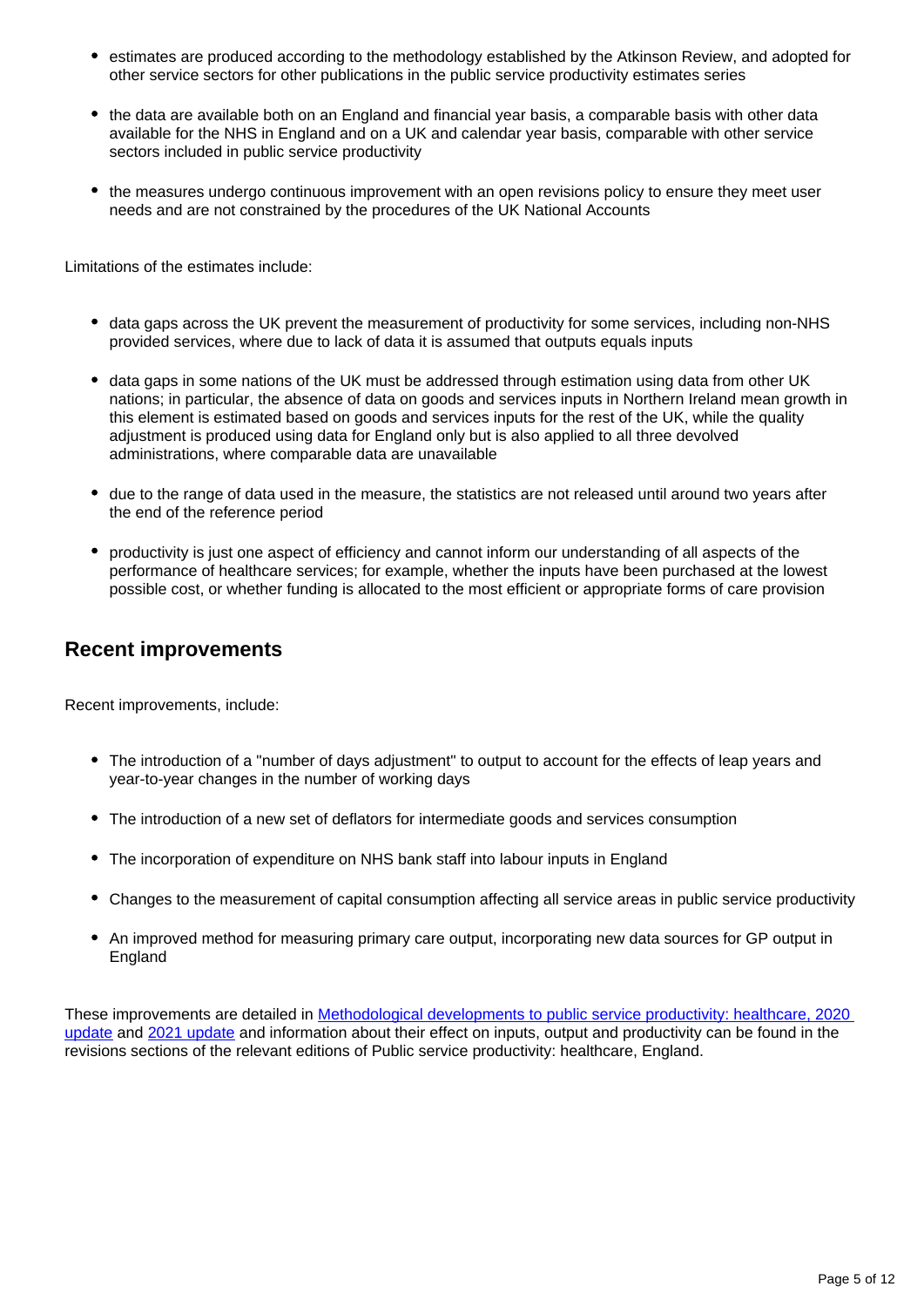- estimates are produced according to the methodology established by the Atkinson Review, and adopted for other service sectors for other publications in the public service productivity estimates series
- the data are available both on an England and financial year basis, a comparable basis with other data available for the NHS in England and on a UK and calendar year basis, comparable with other service sectors included in public service productivity
- the measures undergo continuous improvement with an open revisions policy to ensure they meet user needs and are not constrained by the procedures of the UK National Accounts

Limitations of the estimates include:

- data gaps across the UK prevent the measurement of productivity for some services, including non-NHS provided services, where due to lack of data it is assumed that outputs equals inputs
- data gaps in some nations of the UK must be addressed through estimation using data from other UK nations; in particular, the absence of data on goods and services inputs in Northern Ireland mean growth in this element is estimated based on goods and services inputs for the rest of the UK, while the quality adjustment is produced using data for England only but is also applied to all three devolved administrations, where comparable data are unavailable
- due to the range of data used in the measure, the statistics are not released until around two years after the end of the reference period
- productivity is just one aspect of efficiency and cannot inform our understanding of all aspects of the performance of healthcare services; for example, whether the inputs have been purchased at the lowest possible cost, or whether funding is allocated to the most efficient or appropriate forms of care provision

## Recent improvements

Recent improvements, include:

- The introduction of a "number of days adjustment" to output to account for the effects of leap years and year-to-year changes in the number of working days
- The introduction of a new set of deflators for intermediate goods and services consumption
- The incorporation of expenditure on NHS bank staff into labour inputs in England
- Changes to the measurement of capital consumption affecting all service areas in public service productivity
- An improved method for measuring primary care output, incorporating new data sources for GP output in England

These improvements are detailed in Methodological developments to public service productivity: healthcare, 2020 update and 2021 update and information about their effect on inputs, output and productivity can be found in the revisions sections of the relevant editions of Public service productivity: healthcare, England.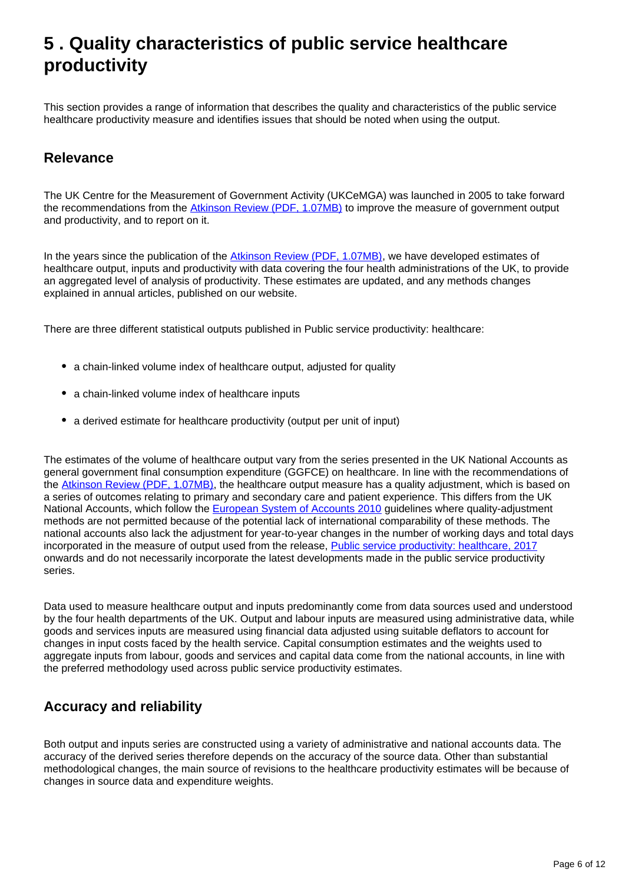## 5 . Quality characteristics of public service healthcare productivity

This section provides a range of information that describes the quality and characteristics of the public service healthcare productivity measure and identifies issues that should be noted when using the output.

### Relevance

The UK Centre for the Measurement of Government Activity (UKCeMGA) was launched in 2005 to take forward the recommendations from the Atkinson Review (PDF, 1.07MB) to improve the measure of government output and productivity, and to report on it.

In the years since the publication of the Atkinson Review (PDF, 1.07MB), we have developed estimates of healthcare output, inputs and productivity with data covering the four health administrations of the UK, to provide an aggregated level of analysis of productivity. These estimates are updated, and any methods changes explained in annual articles, published on our website.

There are three different statistical outputs published in Public service productivity: healthcare:

- a chain-linked volume index of healthcare output, adjusted for quality
- a chain-linked volume index of healthcare inputs
- a derived estimate for healthcare productivity (output per unit of input)

The estimates of the volume of healthcare output vary from the series presented in the UK National Accounts as general government final consumption expenditure (GGFCE) on healthcare. In line with the recommendations of the Atkinson Review (PDF, 1.07MB), the healthcare output measure has a quality adjustment, which is based on a series of outcomes relating to primary and secondary care and patient experience. This differs from the UK National Accounts, which follow the European System of Accounts 2010 guidelines where quality-adjustment methods are not permitted because of the potential lack of international comparability of these methods. The national accounts also lack the adjustment for year-to-year changes in the number of working days and total days incorporated in the measure of output used from the release, Public service productivity: healthcare, 2017 onwards and do not necessarily incorporate the latest developments made in the public service productivity series.

Data used to measure healthcare output and inputs predominantly come from data sources used and understood by the four health departments of the UK. Output and labour inputs are measured using administrative data, while goods and services inputs are measured using financial data adjusted using suitable deflators to account for changes in input costs faced by the health service. Capital consumption estimates and the weights used to aggregate inputs from labour, goods and services and capital data come from the national accounts, in line with the preferred methodology used across public service productivity estimates.

### Accuracy and reliability

Both output and inputs series are constructed using a variety of administrative and national accounts data. The accuracy of the derived series therefore depends on the accuracy of the source data. Other than substantial methodological changes, the main source of revisions to the healthcare productivity estimates will be because of changes in source data and expenditure weights.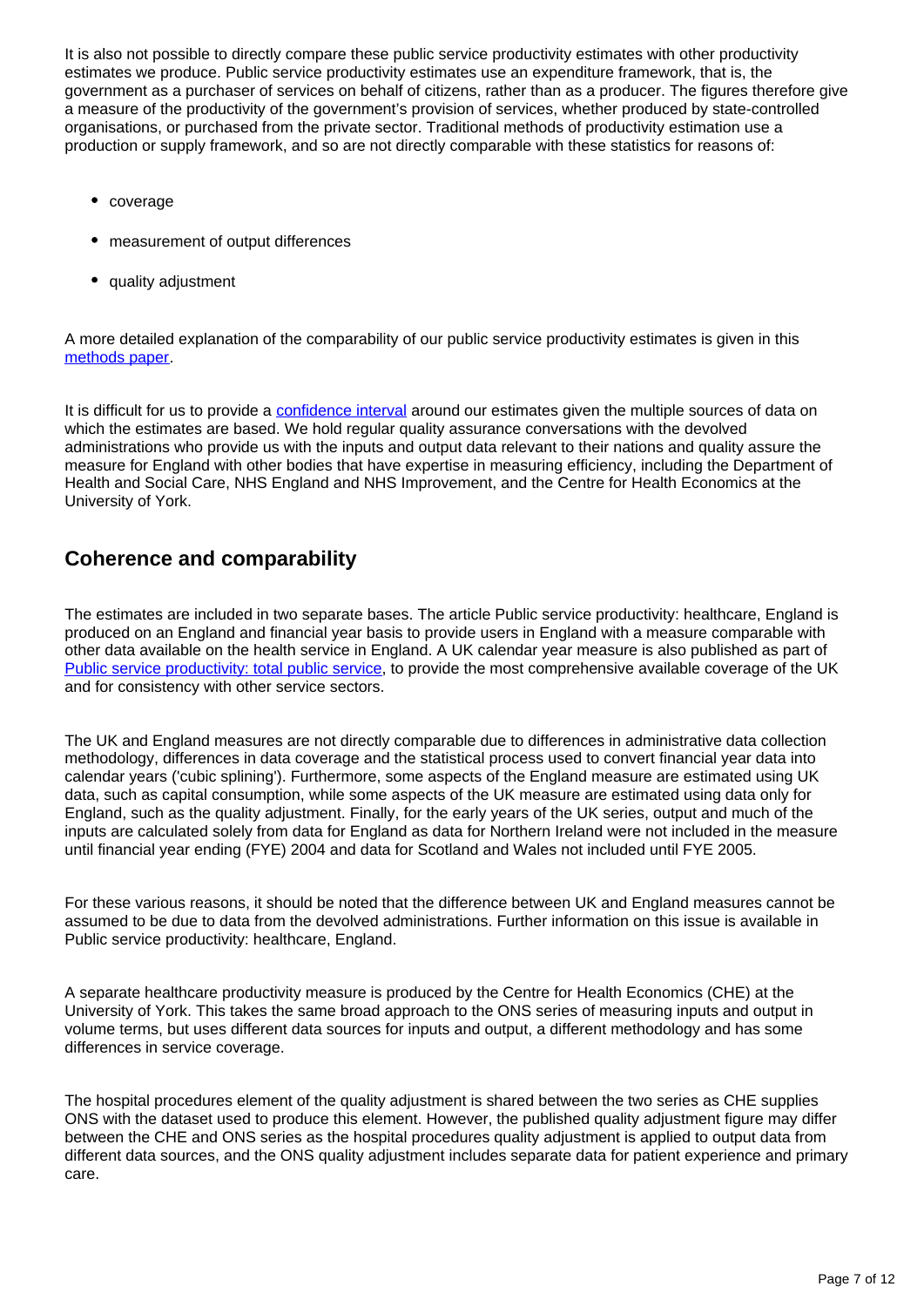It is also not possible to directly compare these public service productivity estimates with other productivity estimates we produce. Public service productivity estimates use an expenditure framework, that is, the government as a purchaser of services on behalf of citizens, rather than as a producer. The figures therefore give a measure of the productivity of the government's provision of services, whether produced by state-controlled organisations, or purchased from the private sector. Traditional methods of productivity estimation use a production or supply framework, and so are not directly comparable with these statistics for reasons of:

- coverage
- measurement of output differences
- quality adjustment

A more detailed explanation of the comparability of our public service productivity estimates is given in this [methods paper](methods paper).

It is difficult for us to provide a [confidence interval](confidence interval) around our estimates given the multiple sources of data on which the estimates are based. We hold regular quality assurance conversations with the devolved administrations who provide us with the inputs and output data relevant to their nations and quality assure the measure for England with other bodies that have expertise in measuring efficiency, including the Department of Health and Social Care, NHS England and NHS Improvement, and the Centre for Health Economics at the University of York.

## Coherence and comparability

The estimates are included in two separate bases. The article Public service productivity: healthcare, England is produced on an England and financial year basis to provide users in England with a measure comparable with other data available on the health service in England. A UK calendar year measure is also published as part of [Public service productivity: total public service](Public service productivity: total public service), to provide the most comprehensive available coverage of the UK and for consistency with other service sectors.

The UK and England measures are not directly comparable due to differences in administrative data collection methodology, differences in data coverage and the statistical process used to convert financial year data into calendar years ('cubic splining'). Furthermore, some aspects of the England measure are estimated using UK data, such as capital consumption, while some aspects of the UK measure are estimated using data only for England, such as the quality adjustment. Finally, for the early years of the UK series, output and much of the inputs are calculated solely from data for England as data for Northern Ireland were not included in the measure until financial year ending (FYE) 2004 and data for Scotland and Wales not included until FYE 2005.

For these various reasons, it should be noted that the difference between UK and England measures cannot be assumed to be due to data from the devolved administrations. Further information on this issue is available in Public service productivity: healthcare, England.

A separate healthcare productivity measure is produced by the Centre for Health Economics (CHE) at the University of York. This takes the same broad approach to the ONS series of measuring inputs and output in volume terms, but uses different data sources for inputs and output, a different methodology and has some differences in service coverage.

The hospital procedures element of the quality adjustment is shared between the two series as CHE supplies ONS with the dataset used to produce this element. However, the published quality adjustment figure may differ between the CHE and ONS series as the hospital procedures quality adjustment is applied to output data from different data sources, and the ONS quality adjustment includes separate data for patient experience and primary care.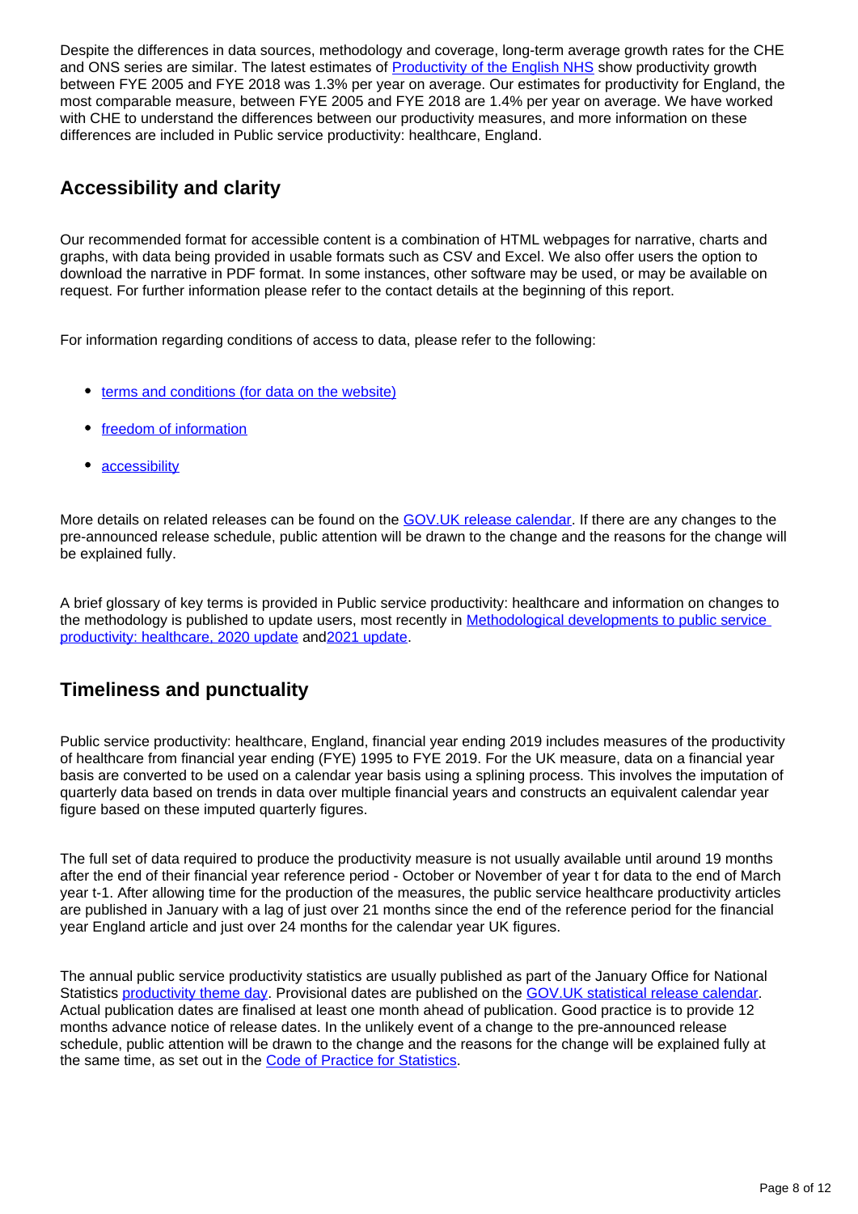Despite the differences in data sources, methodology and coverage, long-term average growth rates for the CHE and ONS series are similar. The latest estimates of [Productivity of the English NHS](#) show productivity growth between FYE 2005 and FYE 2018 was 1.3% per year on average. Our estimates for productivity for England, the most comparable measure, between FYE 2005 and FYE 2018 are 1.4% per year on average. We have worked with CHE to understand the differences between our productivity measures, and more information on these differences are included in Public service productivity: healthcare, England.

## Accessibility and clarity

Our recommended format for accessible content is a combination of HTML webpages for narrative, charts and graphs, with data being provided in usable formats such as CSV and Excel. We also offer users the option to download the narrative in PDF format. In some instances, other software may be used, or may be available on request. For further information please refer to the contact details at the beginning of this report.

For information regarding conditions of access to data, please refer to the following:

- [terms and conditions (for data on the website)](#)
- [freedom of information](#)
- [accessibility](#)

More details on related releases can be found on the [GOV.UK release calendar](#). If there are any changes to the pre-announced release schedule, public attention will be drawn to the change and the reasons for the change will be explained fully.

A brief glossary of key terms is provided in Public service productivity: healthcare and information on changes to the methodology is published to update users, most recently in [Methodological developments to public service productivity: healthcare, 2020 update](#) and[2021 update](#).

## Timeliness and punctuality

Public service productivity: healthcare, England, financial year ending 2019 includes measures of the productivity of healthcare from financial year ending (FYE) 1995 to FYE 2019. For the UK measure, data on a financial year basis are converted to be used on a calendar year basis using a splining process. This involves the imputation of quarterly data based on trends in data over multiple financial years and constructs an equivalent calendar year figure based on these imputed quarterly figures.

The full set of data required to produce the productivity measure is not usually available until around 19 months after the end of their financial year reference period - October or November of year t for data to the end of March year t-1. After allowing time for the production of the measures, the public service healthcare productivity articles are published in January with a lag of just over 21 months since the end of the reference period for the financial year England article and just over 24 months for the calendar year UK figures.

The annual public service productivity statistics are usually published as part of the January Office for National Statistics [productivity theme day](#). Provisional dates are published on the [GOV.UK statistical release calendar](#). Actual publication dates are finalised at least one month ahead of publication. Good practice is to provide 12 months advance notice of release dates. In the unlikely event of a change to the pre-announced release schedule, public attention will be drawn to the change and the reasons for the change will be explained fully at the same time, as set out in the [Code of Practice for Statistics](#).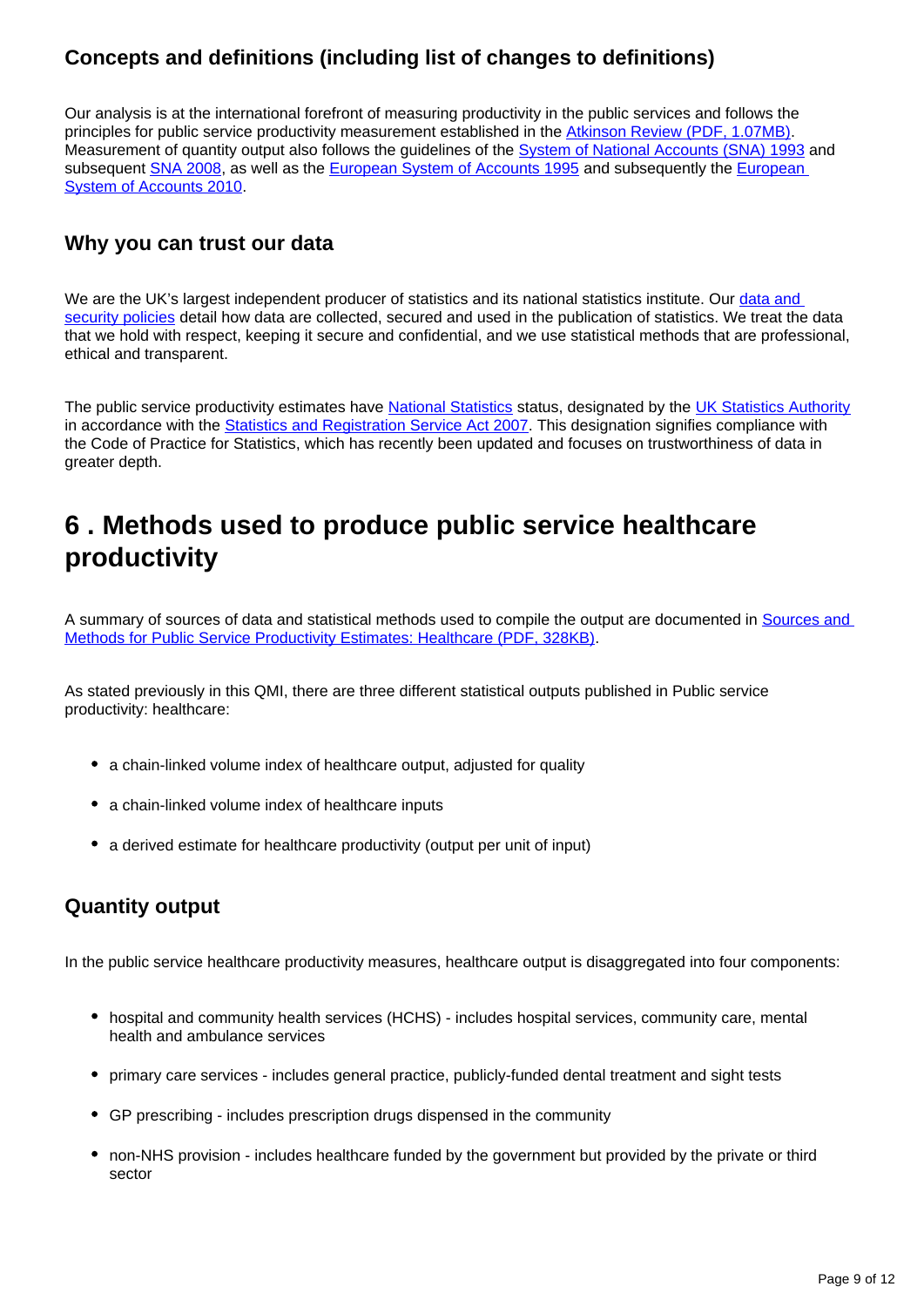### Concepts and definitions (including list of changes to definitions)

Our analysis is at the international forefront of measuring productivity in the public services and follows the principles for public service productivity measurement established in the Atkinson Review (PDF, 1.07MB). Measurement of quantity output also follows the guidelines of the System of National Accounts (SNA) 1993 and subsequent SNA 2008, as well as the European System of Accounts 1995 and subsequently the European System of Accounts 2010.

### Why you can trust our data

We are the UK's largest independent producer of statistics and its national statistics institute. Our data and security policies detail how data are collected, secured and used in the publication of statistics. We treat the data that we hold with respect, keeping it secure and confidential, and we use statistical methods that are professional, ethical and transparent.

The public service productivity estimates have National Statistics status, designated by the UK Statistics Authority in accordance with the Statistics and Registration Service Act 2007. This designation signifies compliance with the Code of Practice for Statistics, which has recently been updated and focuses on trustworthiness of data in greater depth.

## 6 . Methods used to produce public service healthcare productivity

A summary of sources of data and statistical methods used to compile the output are documented in Sources and Methods for Public Service Productivity Estimates: Healthcare (PDF, 328KB).

As stated previously in this QMI, there are three different statistical outputs published in Public service productivity: healthcare:

- a chain-linked volume index of healthcare output, adjusted for quality
- a chain-linked volume index of healthcare inputs
- a derived estimate for healthcare productivity (output per unit of input)

### Quantity output

In the public service healthcare productivity measures, healthcare output is disaggregated into four components:

- hospital and community health services (HCHS) - includes hospital services, community care, mental health and ambulance services
- primary care services - includes general practice, publicly-funded dental treatment and sight tests
- GP prescribing - includes prescription drugs dispensed in the community
- non-NHS provision - includes healthcare funded by the government but provided by the private or third sector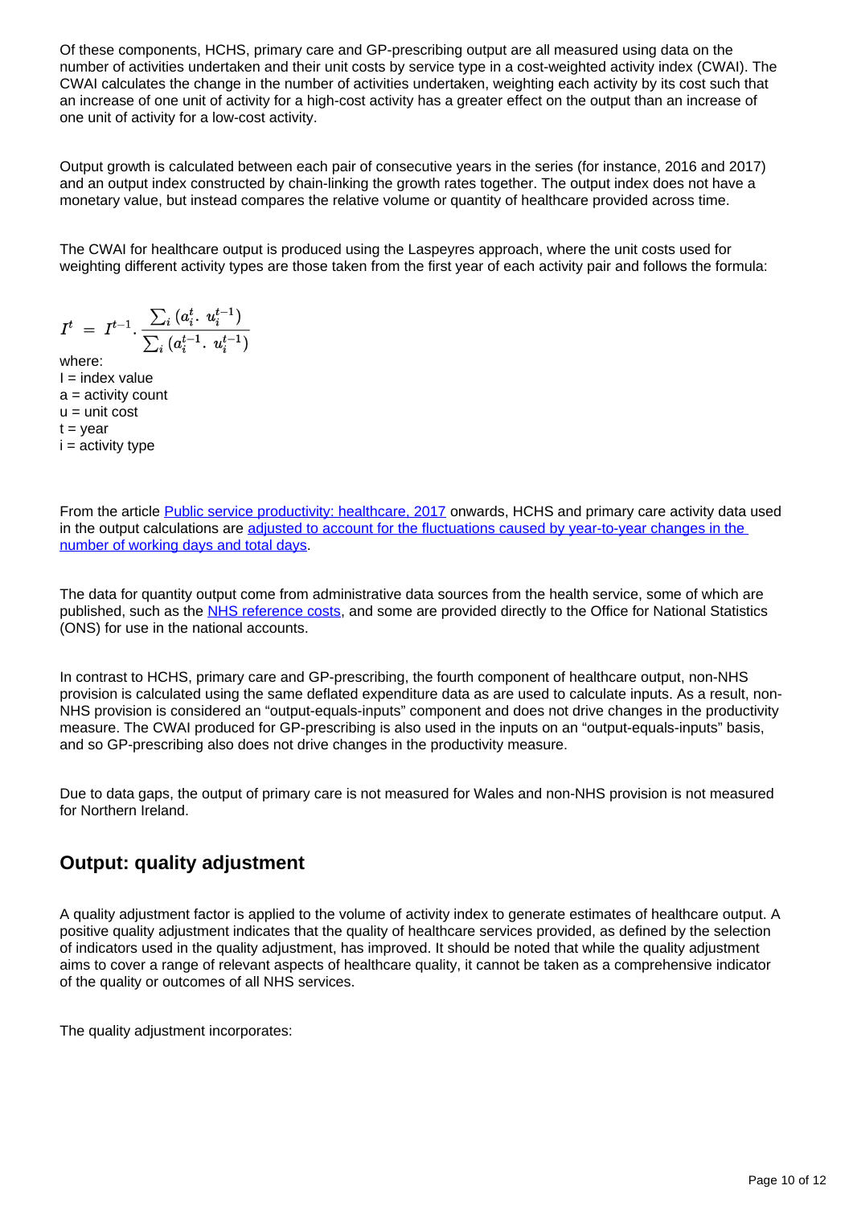Of these components, HCHS, primary care and GP-prescribing output are all measured using data on the number of activities undertaken and their unit costs by service type in a cost-weighted activity index (CWAI). The CWAI calculates the change in the number of activities undertaken, weighting each activity by its cost such that an increase of one unit of activity for a high-cost activity has a greater effect on the output than an increase of one unit of activity for a low-cost activity.

Output growth is calculated between each pair of consecutive years in the series (for instance, 2016 and 2017) and an output index constructed by chain-linking the growth rates together. The output index does not have a monetary value, but instead compares the relative volume or quantity of healthcare provided across time.

The CWAI for healthcare output is produced using the Laspeyres approach, where the unit costs used for weighting different activity types are those taken from the first year of each activity pair and follows the formula:

$$I^t = I^{t-1} \cdot \frac{\sum_i \left(a_i^t \cdot u_i^{t-1}\right)}{\sum_i \left(a_i^{t-1} \cdot u_i^{t-1}\right)}$$

where:
I = index value
a = activity count
u = unit cost
t = year
i = activity type

From the article [Public service productivity: healthcare, 2017](#) onwards, HCHS and primary care activity data used in the output calculations are [adjusted to account for the fluctuations caused by year-to-year changes in the number of working days and total days](#).

The data for quantity output come from administrative data sources from the health service, some of which are published, such as the [NHS reference costs](#), and some are provided directly to the Office for National Statistics (ONS) for use in the national accounts.

In contrast to HCHS, primary care and GP-prescribing, the fourth component of healthcare output, non-NHS provision is calculated using the same deflated expenditure data as are used to calculate inputs. As a result, non-NHS provision is considered an "output-equals-inputs" component and does not drive changes in the productivity measure. The CWAI produced for GP-prescribing is also used in the inputs on an "output-equals-inputs" basis, and so GP-prescribing also does not drive changes in the productivity measure.

Due to data gaps, the output of primary care is not measured for Wales and non-NHS provision is not measured for Northern Ireland.

## Output: quality adjustment

A quality adjustment factor is applied to the volume of activity index to generate estimates of healthcare output. A positive quality adjustment indicates that the quality of healthcare services provided, as defined by the selection of indicators used in the quality adjustment, has improved. It should be noted that while the quality adjustment aims to cover a range of relevant aspects of healthcare quality, it cannot be taken as a comprehensive indicator of the quality or outcomes of all NHS services.

The quality adjustment incorporates: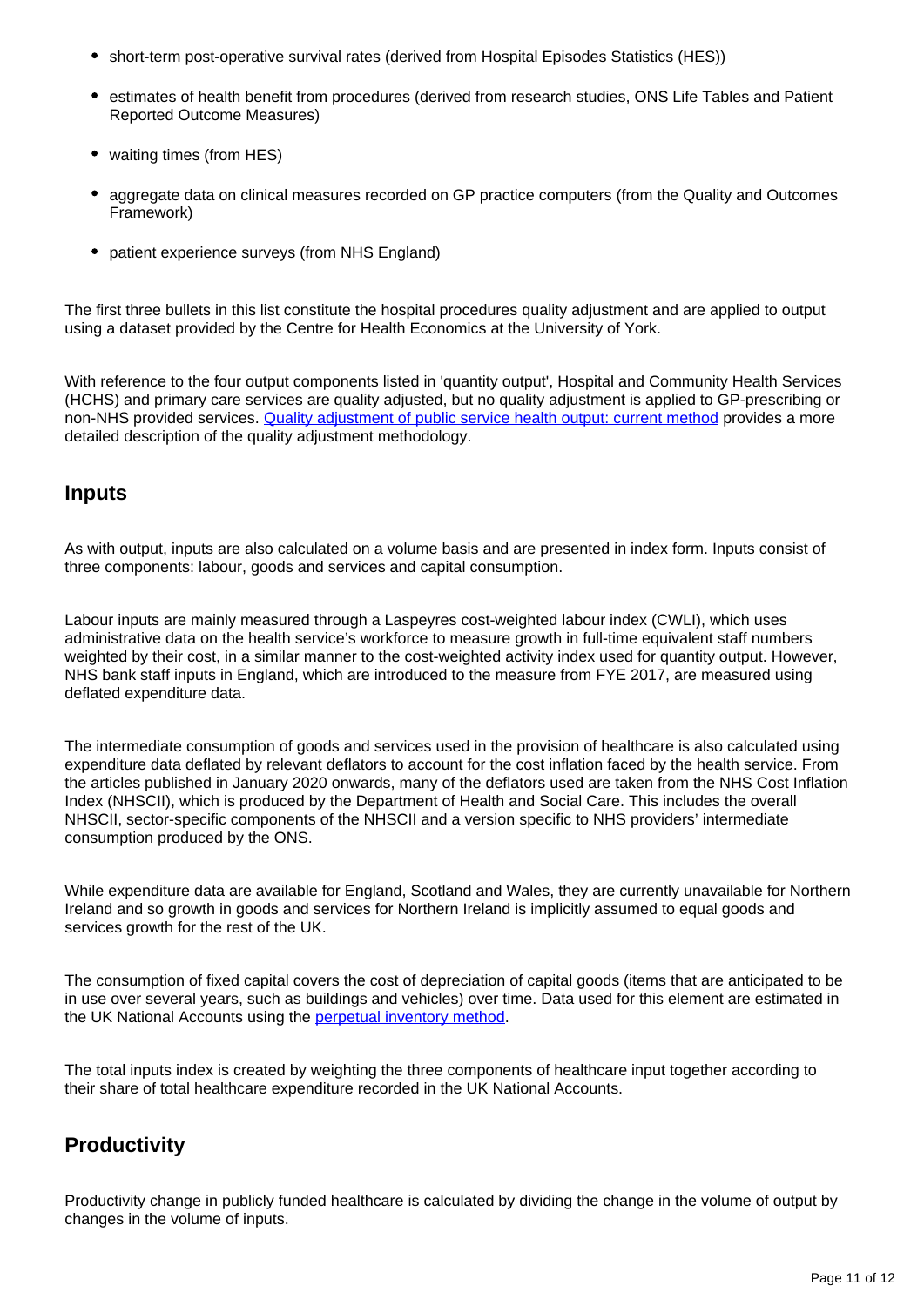- short-term post-operative survival rates (derived from Hospital Episodes Statistics (HES))
- estimates of health benefit from procedures (derived from research studies, ONS Life Tables and Patient Reported Outcome Measures)
- waiting times (from HES)
- aggregate data on clinical measures recorded on GP practice computers (from the Quality and Outcomes Framework)
- patient experience surveys (from NHS England)

The first three bullets in this list constitute the hospital procedures quality adjustment and are applied to output using a dataset provided by the Centre for Health Economics at the University of York.

With reference to the four output components listed in 'quantity output', Hospital and Community Health Services (HCHS) and primary care services are quality adjusted, but no quality adjustment is applied to GP-prescribing or non-NHS provided services. Quality adjustment of public service health output: current method provides a more detailed description of the quality adjustment methodology.

## Inputs

As with output, inputs are also calculated on a volume basis and are presented in index form. Inputs consist of three components: labour, goods and services and capital consumption.

Labour inputs are mainly measured through a Laspeyres cost-weighted labour index (CWLI), which uses administrative data on the health service's workforce to measure growth in full-time equivalent staff numbers weighted by their cost, in a similar manner to the cost-weighted activity index used for quantity output. However, NHS bank staff inputs in England, which are introduced to the measure from FYE 2017, are measured using deflated expenditure data.

The intermediate consumption of goods and services used in the provision of healthcare is also calculated using expenditure data deflated by relevant deflators to account for the cost inflation faced by the health service. From the articles published in January 2020 onwards, many of the deflators used are taken from the NHS Cost Inflation Index (NHSCII), which is produced by the Department of Health and Social Care. This includes the overall NHSCII, sector-specific components of the NHSCII and a version specific to NHS providers' intermediate consumption produced by the ONS.

While expenditure data are available for England, Scotland and Wales, they are currently unavailable for Northern Ireland and so growth in goods and services for Northern Ireland is implicitly assumed to equal goods and services growth for the rest of the UK.

The consumption of fixed capital covers the cost of depreciation of capital goods (items that are anticipated to be in use over several years, such as buildings and vehicles) over time. Data used for this element are estimated in the UK National Accounts using the perpetual inventory method.

The total inputs index is created by weighting the three components of healthcare input together according to their share of total healthcare expenditure recorded in the UK National Accounts.

## Productivity

Productivity change in publicly funded healthcare is calculated by dividing the change in the volume of output by changes in the volume of inputs.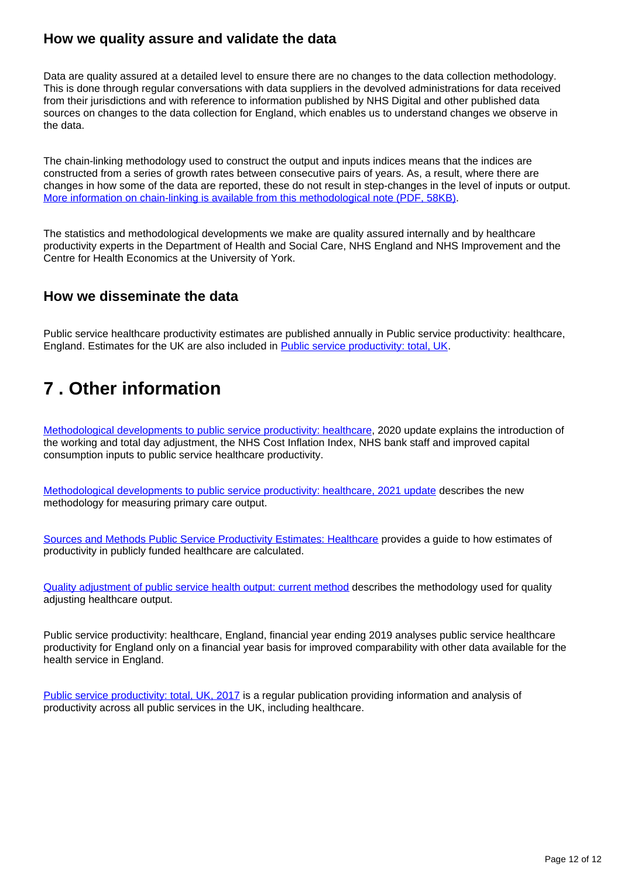### How we quality assure and validate the data

Data are quality assured at a detailed level to ensure there are no changes to the data collection methodology. This is done through regular conversations with data suppliers in the devolved administrations for data received from their jurisdictions and with reference to information published by NHS Digital and other published data sources on changes to the data collection for England, which enables us to understand changes we observe in the data.

The chain-linking methodology used to construct the output and inputs indices means that the indices are constructed from a series of growth rates between consecutive pairs of years. As, a result, where there are changes in how some of the data are reported, these do not result in step-changes in the level of inputs or output. More information on chain-linking is available from this methodological note (PDF, 58KB).

The statistics and methodological developments we make are quality assured internally and by healthcare productivity experts in the Department of Health and Social Care, NHS England and NHS Improvement and the Centre for Health Economics at the University of York.

### How we disseminate the data

Public service healthcare productivity estimates are published annually in Public service productivity: healthcare, England. Estimates for the UK are also included in Public service productivity: total, UK.

## 7 . Other information

Methodological developments to public service productivity: healthcare, 2020 update explains the introduction of the working and total day adjustment, the NHS Cost Inflation Index, NHS bank staff and improved capital consumption inputs to public service healthcare productivity.

Methodological developments to public service productivity: healthcare, 2021 update describes the new methodology for measuring primary care output.

Sources and Methods Public Service Productivity Estimates: Healthcare provides a guide to how estimates of productivity in publicly funded healthcare are calculated.

Quality adjustment of public service health output: current method describes the methodology used for quality adjusting healthcare output.

Public service productivity: healthcare, England, financial year ending 2019 analyses public service healthcare productivity for England only on a financial year basis for improved comparability with other data available for the health service in England.

Public service productivity: total, UK, 2017 is a regular publication providing information and analysis of productivity across all public services in the UK, including healthcare.